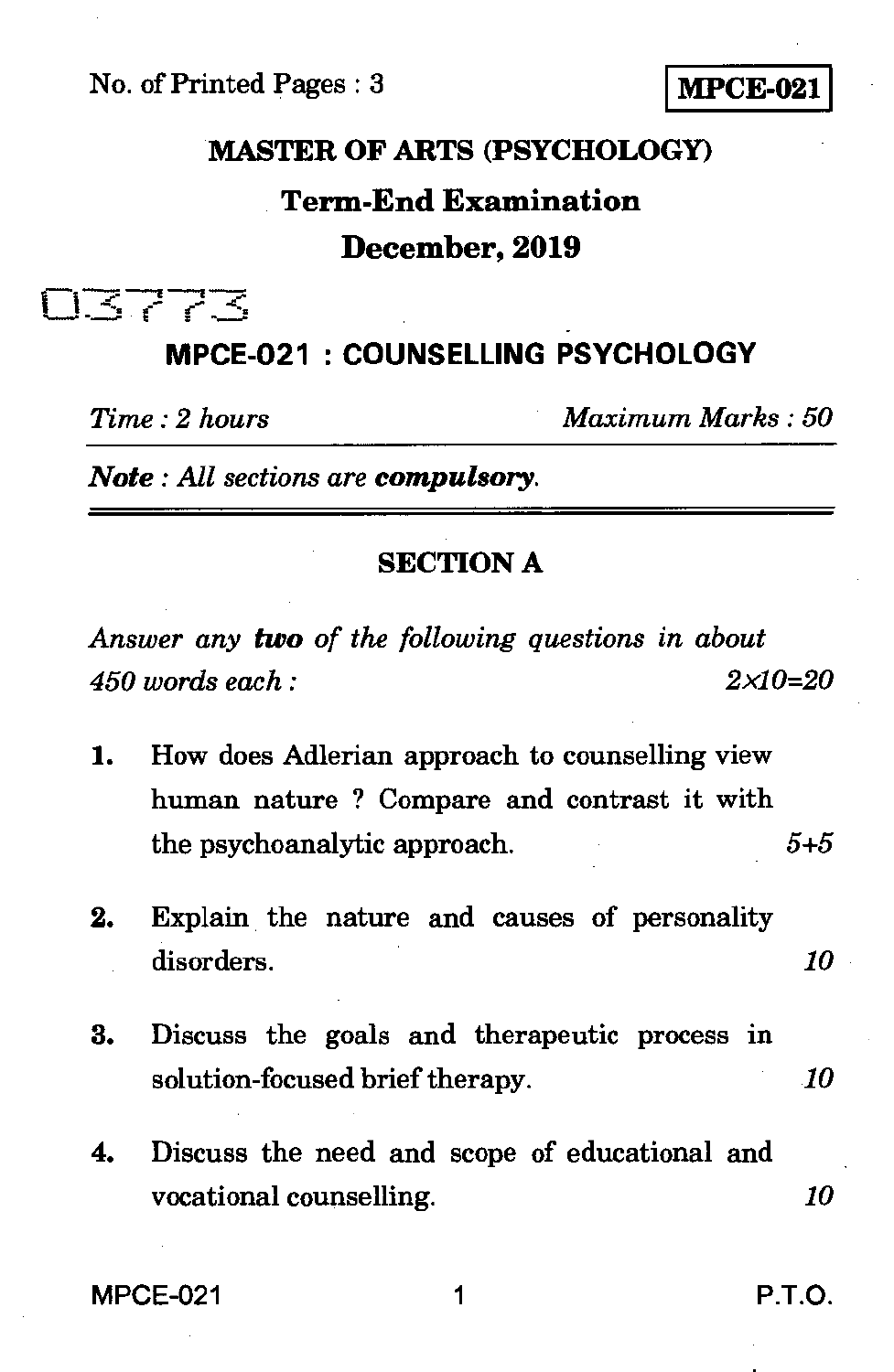No. of Printed Pages : 3

**MPCE-021**

# MASTER OF ARTS (PSYCHOLOGY)

## Term-End Examination

## December, 2019

03773

## MPCE-021 : COUNSELLING PSYCHOLOGY

*Time : 2 hours* *Maximum Marks : 50*

***Note** : All sections are **compulsory**.*

---

## SECTION A

*Answer any **two** of the following questions in about 450 words each :* 2×10=20

1. How does Adlerian approach to counselling view human nature ? Compare and contrast it with the psychoanalytic approach. *5+5*

2. Explain the nature and causes of personality disorders. *10*

3. Discuss the goals and therapeutic process in solution-focused brief therapy. *10*

4. Discuss the need and scope of educational and vocational counselling. *10*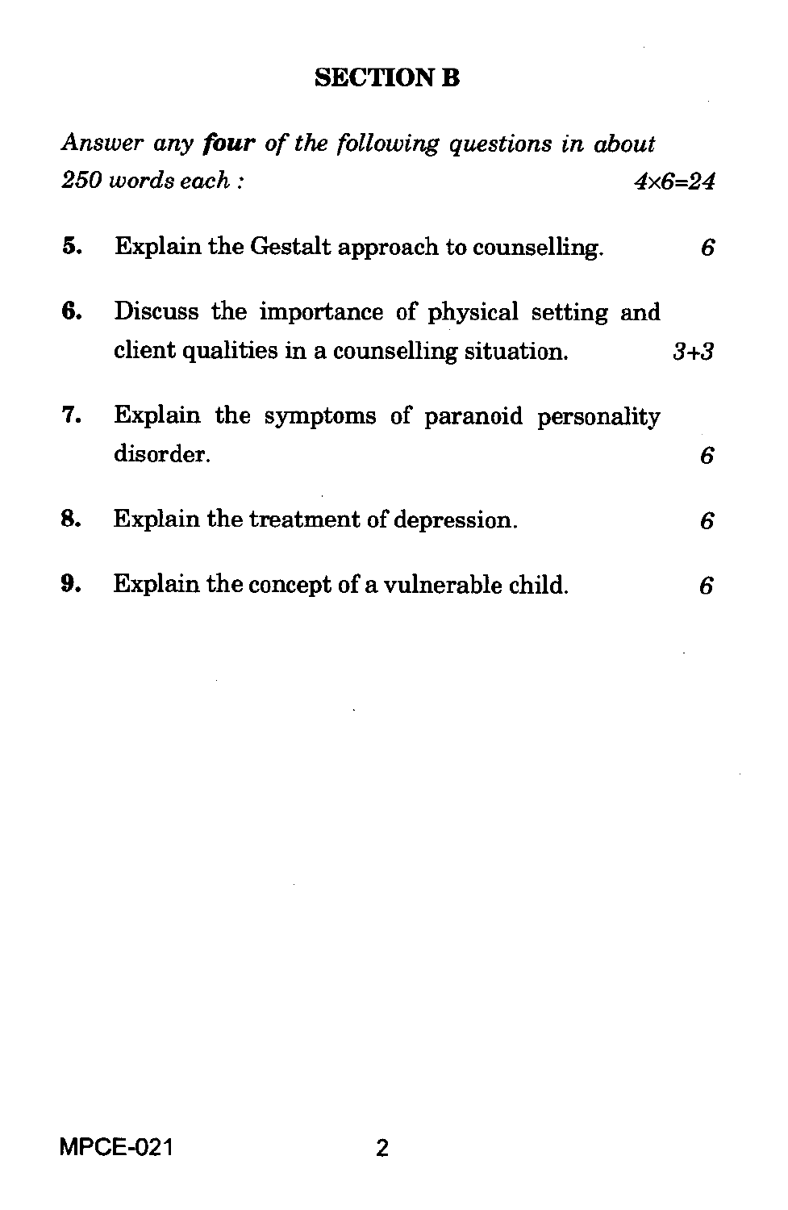## SECTION B

*Answer any* **four** *of the following questions in about 250 words each :* *4×6=24*

5. Explain the Gestalt approach to counselling. *6*

6. Discuss the importance of physical setting and client qualities in a counselling situation. *3+3*

7. Explain the symptoms of paranoid personality disorder. *6*

8. Explain the treatment of depression. *6*

9. Explain the concept of a vulnerable child. *6*

MPCE-021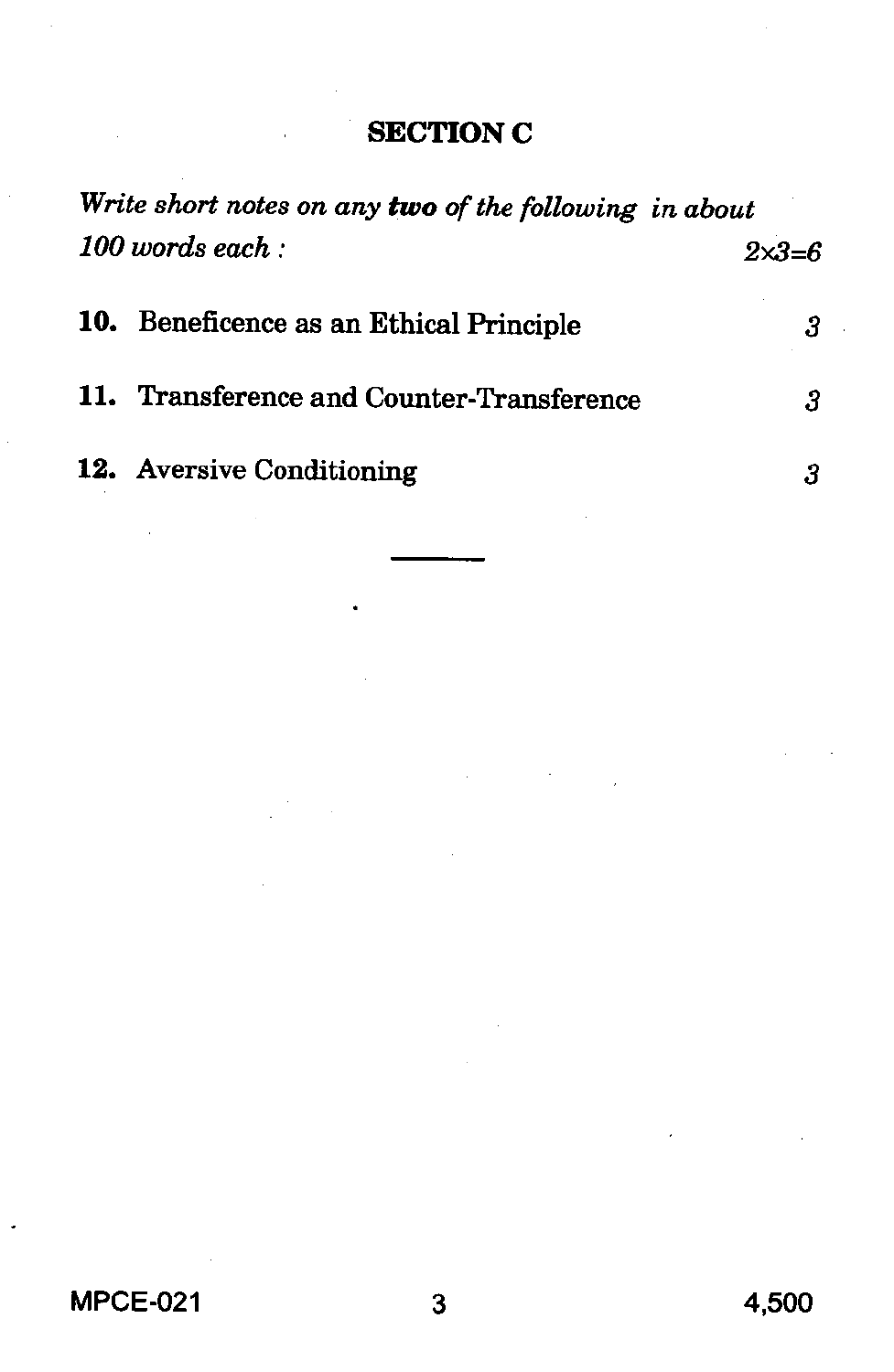## SECTION C

*Write short notes on any **two** of the following in about 100 words each :* $2 \times 3 = 6$

**10.** Beneficence as an Ethical Principle 3

**11.** Transference and Counter-Transference 3

**12.** Aversive Conditioning 3

---

MPCE-021 4,500